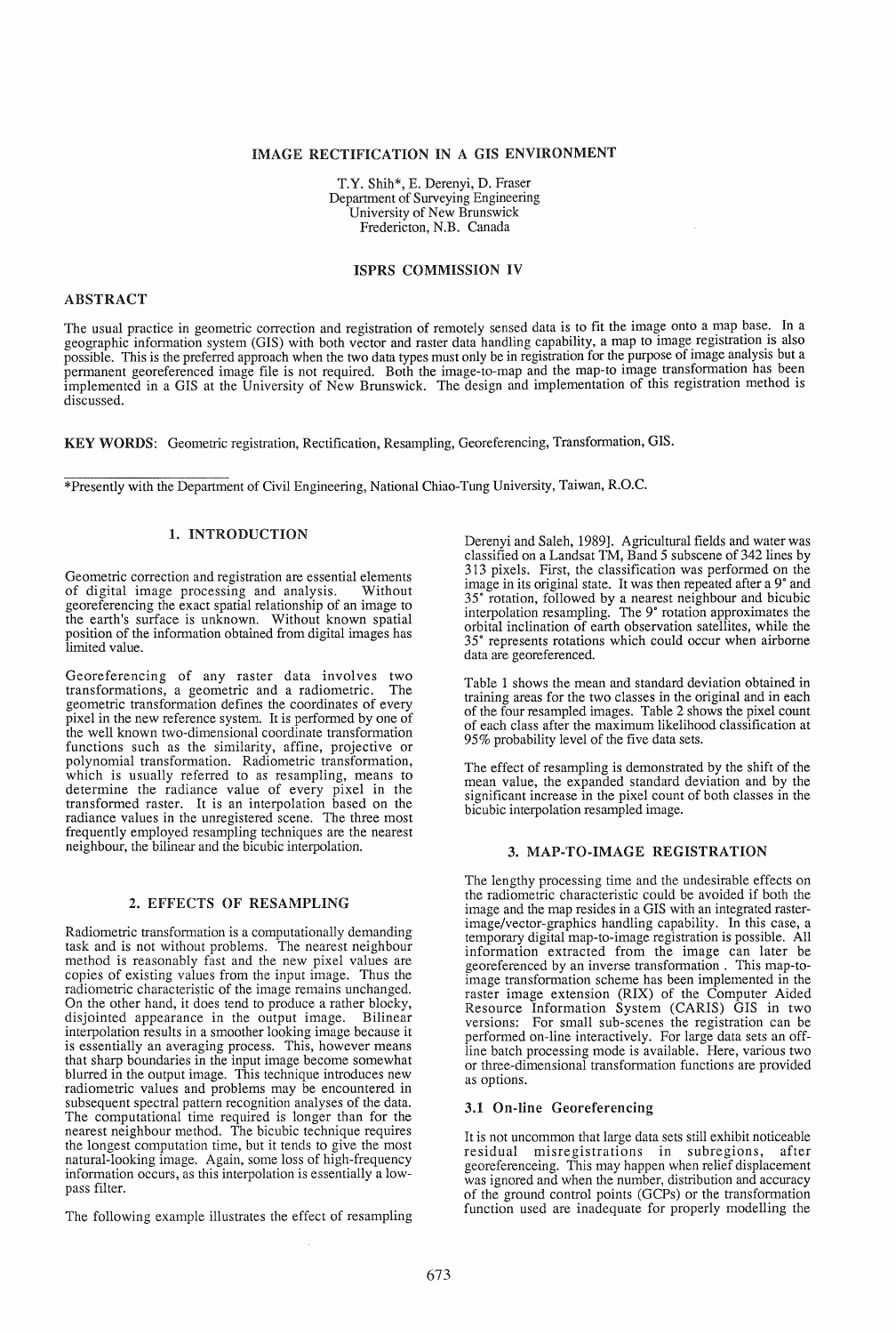# IMAGE RECTIFICATION IN A GIS ENVIRONMENT

T.Y. Shih*, E. Derenyi, D. Fraser
Department of Surveying Engineering
University of New Brunswick
Fredericton, N.B. Canada

## ISPRS COMMISSION IV

## ABSTRACT

The usual practice in geometric correction and registration of remotely sensed data is to fit the image onto a map base. In a geographic information system (GIS) with both vector and raster data handling capability, a map to image registration is also possible. This is the preferred approach when the two data types must only be in registration for the purpose of image analysis but a permanent georeferenced image file is not required. Both the image-to-map and the map-to image transformation has been implemented in a GIS at the University of New Brunswick. The design and implementation of this registration method is discussed.

**KEY WORDS**: Geometric registration, Rectification, Resampling, Georeferencing, Transformation, GIS.

*Presently with the Department of Civil Engineering, National Chiao-Tung University, Taiwan, R.O.C.

## 1. INTRODUCTION

Geometric correction and registration are essential elements of digital image processing and analysis. Without georeferencing the exact spatial relationship of an image to the earth's surface is unknown. Without known spatial position of the information obtained from digital images has limited value.

Georeferencing of any raster data involves two transformations, a geometric and a radiometric. The geometric transformation defines the coordinates of every pixel in the new reference system. It is performed by one of the well known two-dimensional coordinate transformation functions such as the similarity, affine, projective or polynomial transformation. Radiometric transformation, which is usually referred to as resampling, means to determine the radiance value of every pixel in the transformed raster. It is an interpolation based on the radiance values in the unregistered scene. The three most frequently employed resampling techniques are the nearest neighbour, the bilinear and the bicubic interpolation.

## 2. EFFECTS OF RESAMPLING

Radiometric transformation is a computationally demanding task and is not without problems. The nearest neighbour method is reasonably fast and the new pixel values are copies of existing values from the input image. Thus the radiometric characteristic of the image remains unchanged. On the other hand, it does tend to produce a rather blocky, disjointed appearance in the output image. Bilinear interpolation results in a smoother looking image because it is essentially an averaging process. This, however means that sharp boundaries in the input image become somewhat blurred in the output image. This technique introduces new radiometric values and problems may be encountered in subsequent spectral pattern recognition analyses of the data. The computational time required is longer than for the nearest neighbour method. The bicubic technique requires the longest computation time, but it tends to give the most natural-looking image. Again, some loss of high-frequency information occurs, as this interpolation is essentially a low-pass filter.

The following example illustrates the effect of resampling Derenyi and Saleh, 1989]. Agricultural fields and water was classified on a Landsat TM, Band 5 subscene of 342 lines by 313 pixels. First, the classification was performed on the image in its original state. It was then repeated after a 9° and 35° rotation, followed by a nearest neighbour and bicubic interpolation resampling. The 9° rotation approximates the orbital inclination of earth observation satellites, while the 35° represents rotations which could occur when airborne data are georeferenced.

Table 1 shows the mean and standard deviation obtained in training areas for the two classes in the original and in each of the four resampled images. Table 2 shows the pixel count of each class after the maximum likelihood classification at 95% probability level of the five data sets.

The effect of resampling is demonstrated by the shift of the mean value, the expanded standard deviation and by the significant increase in the pixel count of both classes in the bicubic interpolation resampled image.

## 3. MAP-TO-IMAGE REGISTRATION

The lengthy processing time and the undesirable effects on the radiometric characteristic could be avoided if both the image and the map resides in a GIS with an integrated raster-image/vector-graphics handling capability. In this case, a temporary digital map-to-image registration is possible. All information extracted from the image can later be georeferenced by an inverse transformation . This map-to-image transformation scheme has been implemented in the raster image extension (RIX) of the Computer Aided Resource Information System (CARIS) GIS in two versions: For small sub-scenes the registration can be performed on-line interactively. For large data sets an off-line batch processing mode is available. Here, various two or three-dimensional transformation functions are provided as options.

### 3.1 On-line Georeferencing

It is not uncommon that large data sets still exhibit noticeable residual misregistrations in subregions, after georeferenceing. This may happen when relief displacement was ignored and when the number, distribution and accuracy of the ground control points (GCPs) or the transformation function used are inadequate for properly modelling the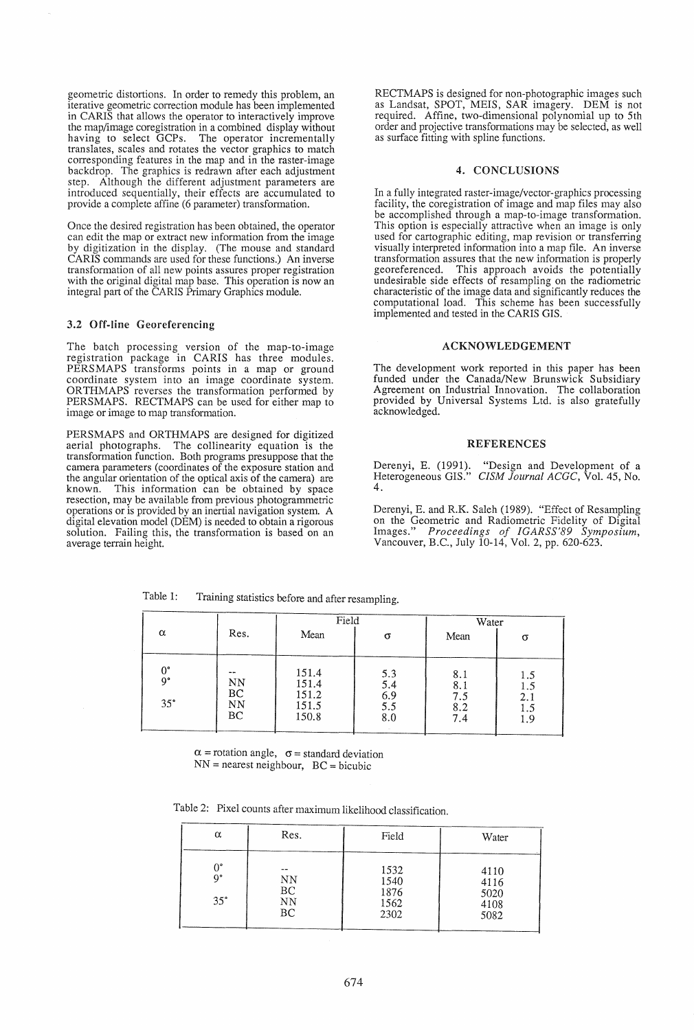geometric distortions. In order to remedy this problem, an iterative geometric correction module has been implemented in CARIS that allows the operator to interactively improve the map/image coregistration in a combined display without having to select GCPs. The operator incrementally translates, scales and rotates the vector graphics to match corresponding features in the map and in the raster-image backdrop. The graphics is redrawn after each adjustment step. Although the different adjustment parameters are introduced sequentially, their effects are accumulated to provide a complete affine (6 parameter) transformation.

Once the desired registration has been obtained, the operator can edit the map or extract new information from the image by digitization in the display. (The mouse and standard CARIS commands are used for these functions.) An inverse transformation of all new points assures proper registration with the original digital map base. This operation is now an integral part of the CARIS Primary Graphics module.

### 3.2 Off-line Georeferencing

The batch processing version of the map-to-image registration package in CARIS has three modules. PERSMAPS transforms points in a map or ground coordinate system into an image coordinate system. ORTHMAPS reverses the transformation performed by PERSMAPS. RECTMAPS can be used for either map to image or image to map transformation.

PERSMAPS and ORTHMAPS are designed for digitized aerial photographs. The collinearity equation is the transformation function. Both programs presuppose that the camera parameters (coordinates of the exposure station and the angular orientation of the optical axis of the camera) are known. This information can be obtained by space resection, may be available from previous photogrammetric operations or is provided by an inertial navigation system. A digital elevation model (DEM) is needed to obtain a rigorous solution. Failing this, the transformation is based on an average terrain height.

RECTMAPS is designed for non-photographic images such as Landsat, SPOT, MEIS, SAR imagery. DEM is not required. Affine, two-dimensional polynomial up to 5th order and projective transformations may be selected, as well as surface fitting with spline functions.

## 4. CONCLUSIONS

In a fully integrated raster-image/vector-graphics processing facility, the coregistration of image and map files may also be accomplished through a map-to-image transformation. This option is especially attractive when an image is only used for cartographic editing, map revision or transferring visually interpreted information into a map file. An inverse transformation assures that the new information is properly georeferenced. This approach avoids the potentially undesirable side effects of resampling on the radiometric characteristic of the image data and significantly reduces the computational load. This scheme has been successfully implemented and tested in the CARIS GIS.

## ACKNOWLEDGEMENT

The development work reported in this paper has been funded under the Canada/New Brunswick Subsidiary Agreement on Industrial Innovation. The collaboration provided by Universal Systems Ltd. is also gratefully acknowledged.

## REFERENCES

Derenyi, E. (1991). "Design and Development of a Heterogeneous GIS." *CISM Journal ACGC*, Vol. 45, No. 4.

Derenyi, E. and R.K. Saleh (1989). "Effect of Resampling on the Geometric and Radiometric Fidelity of Digital Images." *Proceedings of IGARSS'89 Symposium*, Vancouver, B.C., July 10-14, Vol. 2, pp. 620-623.

Table 1: Training statistics before and after resampling.

| $\alpha$ | Res. | Field | | Water | |
|---|---|---|---|---|---|
| | | Mean | $\sigma$ | Mean | $\sigma$ |
| 0° | -- | 151.4 | 5.3 | 8.1 | 1.5 |
| 9° | NN | 151.4 | 5.4 | 8.1 | 1.5 |
| | BC | 151.2 | 6.9 | 7.5 | 2.1 |
| 35° | NN | 151.5 | 5.5 | 8.2 | 1.5 |
| | BC | 150.8 | 8.0 | 7.4 | 1.9 |

$\alpha$ = rotation angle, $\sigma$ = standard deviation
NN = nearest neighbour, BC = bicubic

Table 2: Pixel counts after maximum likelihood classification.

| $\alpha$ | Res. | Field | Water |
|---|---|---|---|
| 0° | -- | 1532 | 4110 |
| 9° | NN | 1540 | 4116 |
| | BC | 1876 | 5020 |
| 35° | NN | 1562 | 4108 |
| | BC | 2302 | 5082 |